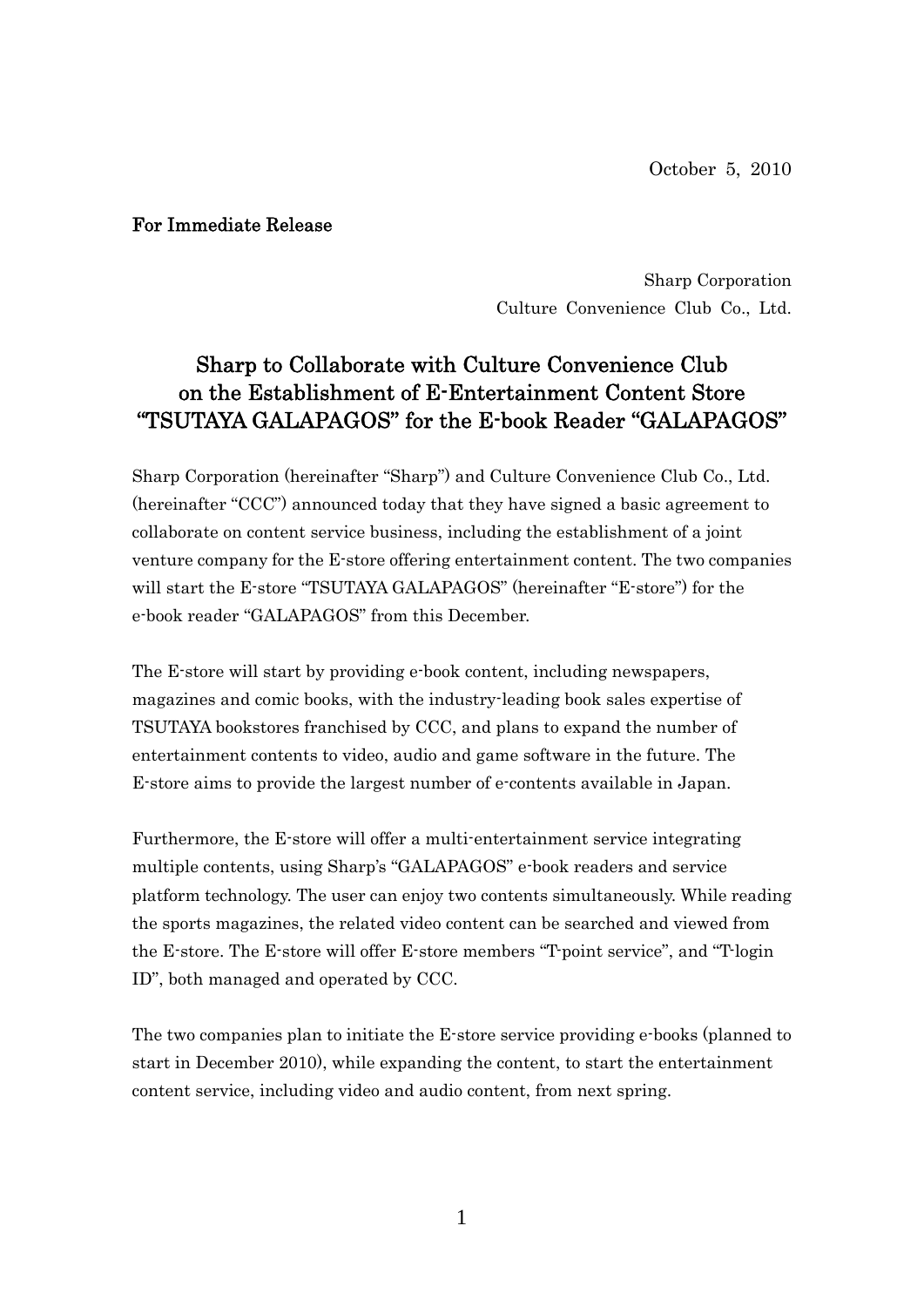October 5, 2010

**For Immediate Release**

Sharp Corporation
Culture Convenience Club Co., Ltd.

# Sharp to Collaborate with Culture Convenience Club on the Establishment of E-Entertainment Content Store "TSUTAYA GALAPAGOS" for the E-book Reader "GALAPAGOS"

Sharp Corporation (hereinafter "Sharp") and Culture Convenience Club Co., Ltd. (hereinafter "CCC") announced today that they have signed a basic agreement to collaborate on content service business, including the establishment of a joint venture company for the E-store offering entertainment content. The two companies will start the E-store "TSUTAYA GALAPAGOS" (hereinafter "E-store") for the e-book reader "GALAPAGOS" from this December.

The E-store will start by providing e-book content, including newspapers, magazines and comic books, with the industry-leading book sales expertise of TSUTAYA bookstores franchised by CCC, and plans to expand the number of entertainment contents to video, audio and game software in the future. The E-store aims to provide the largest number of e-contents available in Japan.

Furthermore, the E-store will offer a multi-entertainment service integrating multiple contents, using Sharp's "GALAPAGOS" e-book readers and service platform technology. The user can enjoy two contents simultaneously. While reading the sports magazines, the related video content can be searched and viewed from the E-store. The E-store will offer E-store members "T-point service", and "T-login ID", both managed and operated by CCC.

The two companies plan to initiate the E-store service providing e-books (planned to start in December 2010), while expanding the content, to start the entertainment content service, including video and audio content, from next spring.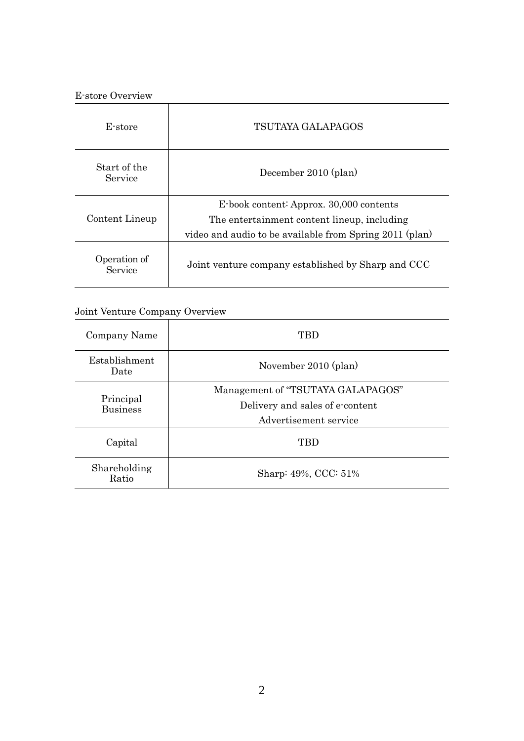E-store Overview

| | |
|---|---|
| E-store | TSUTAYA GALAPAGOS |
| Start of the Service | December 2010 (plan) |
| Content Lineup | E-book content: Approx. 30,000 contents<br>The entertainment content lineup, including video and audio to be available from Spring 2011 (plan) |
| Operation of Service | Joint venture company established by Sharp and CCC |

Joint Venture Company Overview

| | |
|---|---|
| Company Name | TBD |
| Establishment Date | November 2010 (plan) |
| Principal Business | Management of "TSUTAYA GALAPAGOS"<br>Delivery and sales of e-content<br>Advertisement service |
| Capital | TBD |
| Shareholding Ratio | Sharp: 49%, CCC: 51% |